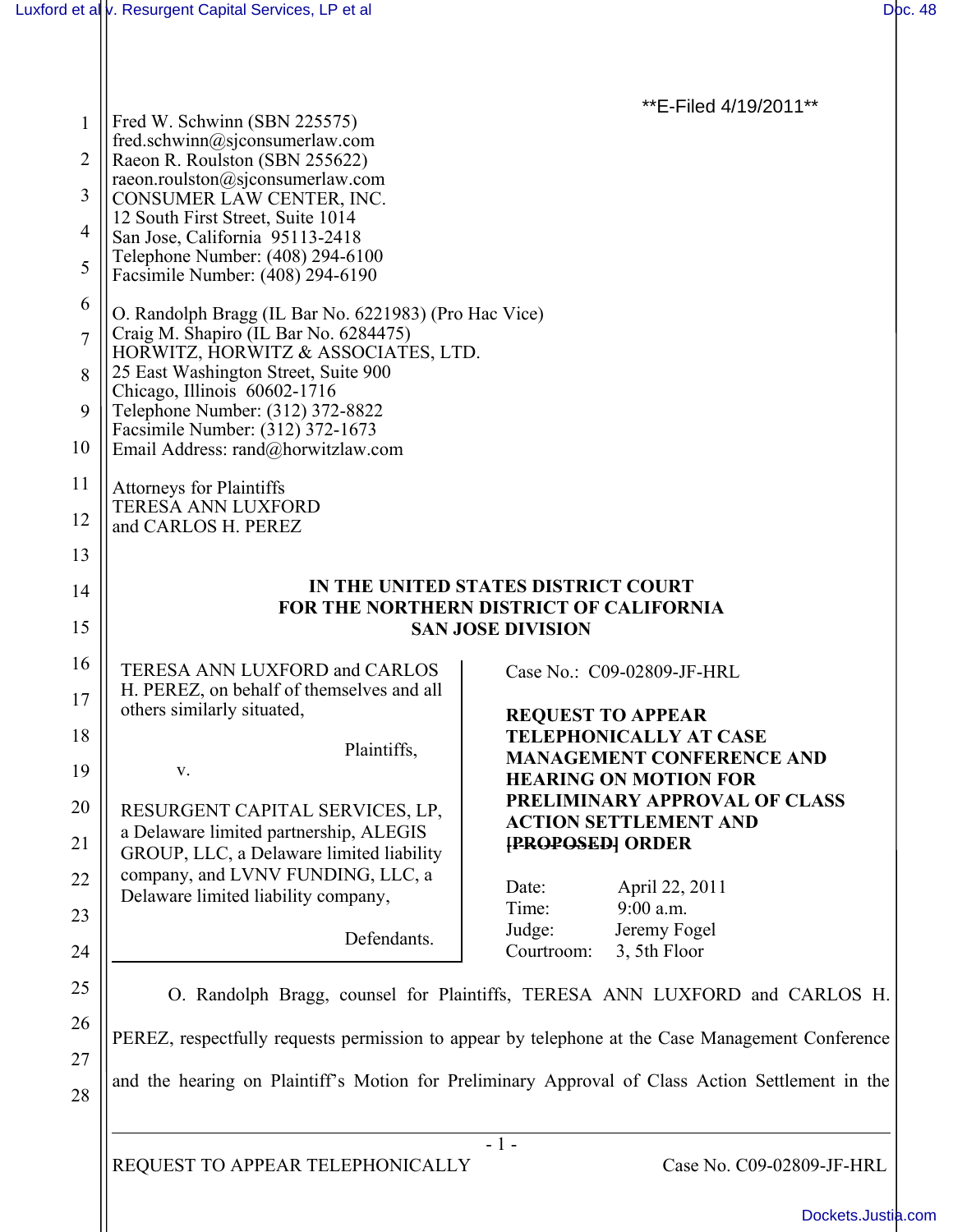\*\*E-Filed 4/19/2011\*\*

Fred W. Schwinn (SBN 225575)
fred.schwinn@sjconsumerlaw.com
Raeon R. Roulston (SBN 255622)
raeon.roulston@sjconsumerlaw.com
CONSUMER LAW CENTER, INC.
12 South First Street, Suite 1014
San Jose, California 95113-2418
Telephone Number: (408) 294-6100
Facsimile Number: (408) 294-6190

O. Randolph Bragg (IL Bar No. 6221983) (Pro Hac Vice)
Craig M. Shapiro (IL Bar No. 6284475)
HORWITZ, HORWITZ & ASSOCIATES, LTD.
25 East Washington Street, Suite 900
Chicago, Illinois 60602-1716
Telephone Number: (312) 372-8822
Facsimile Number: (312) 372-1673
Email Address: rand@horwitzlaw.com

Attorneys for Plaintiffs
TERESA ANN LUXFORD
and CARLOS H. PEREZ

**IN THE UNITED STATES DISTRICT COURT
FOR THE NORTHERN DISTRICT OF CALIFORNIA
SAN JOSE DIVISION**

TERESA ANN LUXFORD and CARLOS H. PEREZ, on behalf of themselves and all others similarly situated,

Plaintiffs,

v.

RESURGENT CAPITAL SERVICES, LP, a Delaware limited partnership, ALEGIS GROUP, LLC, a Delaware limited liability company, and LVNV FUNDING, LLC, a Delaware limited liability company,

Defendants.

Case No.: C09-02809-JF-HRL

**REQUEST TO APPEAR TELEPHONICALLY AT CASE MANAGEMENT CONFERENCE AND HEARING ON MOTION FOR PRELIMINARY APPROVAL OF CLASS ACTION SETTLEMENT AND ~~[PROPOSED]~~ ORDER**

Date: April 22, 2011
Time: 9:00 a.m.
Judge: Jeremy Fogel
Courtroom: 3, 5th Floor

O. Randolph Bragg, counsel for Plaintiffs, TERESA ANN LUXFORD and CARLOS H. PEREZ, respectfully requests permission to appear by telephone at the Case Management Conference and the hearing on Plaintiff's Motion for Preliminary Approval of Class Action Settlement in the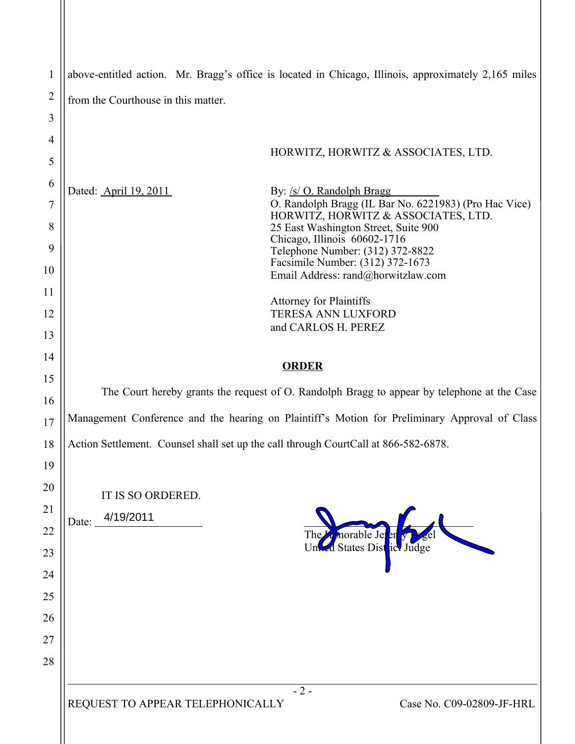above-entitled action. Mr. Bragg's office is located in Chicago, Illinois, approximately 2,165 miles from the Courthouse in this matter.

HORWITZ, HORWITZ & ASSOCIATES, LTD.

Dated: April 19, 2011

By: /s/ O. Randolph Bragg
O. Randolph Bragg (IL Bar No. 6221983) (Pro Hac Vice)
HORWITZ, HORWITZ & ASSOCIATES, LTD.
25 East Washington Street, Suite 900
Chicago, Illinois 60602-1716
Telephone Number: (312) 372-8822
Facsimile Number: (312) 372-1673
Email Address: rand@horwitzlaw.com

Attorney for Plaintiffs
TERESA ANN LUXFORD
and CARLOS H. PEREZ

**ORDER**

The Court hereby grants the request of O. Randolph Bragg to appear by telephone at the Case Management Conference and the hearing on Plaintiff's Motion for Preliminary Approval of Class Action Settlement. Counsel shall set up the call through CourtCall at 866-582-6878.

IT IS SO ORDERED.

Date: 4/19/2011

The Honorable Jeremy Fogel
United States District Judge

REQUEST TO APPEAR TELEPHONICALLY — Case No. C09-02809-JF-HRL